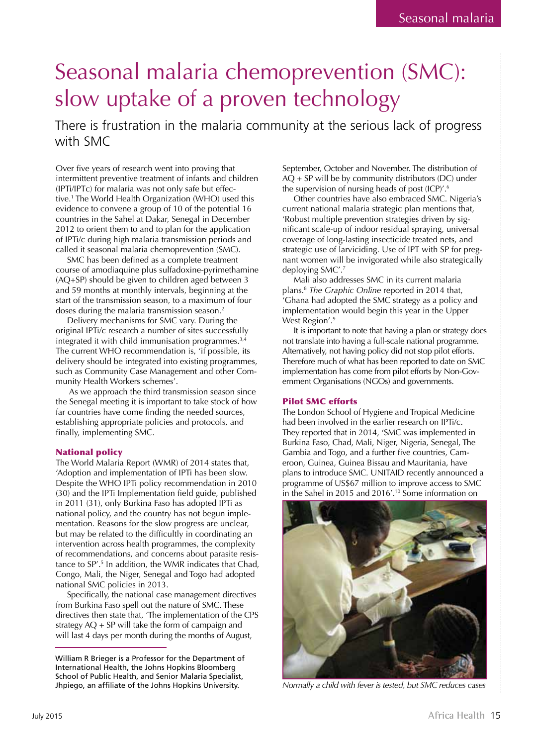# Seasonal malaria chemoprevention (SMC): slow uptake of a proven technology

## There is frustration in the malaria community at the serious lack of progress with SMC

Over five years of research went into proving that intermittent preventive treatment of infants and children (IPTi/IPTc) for malaria was not only safe but effective.[1] The World Health Organization (WHO) used this evidence to convene a group of 10 of the potential 16 countries in the Sahel at Dakar, Senegal in December 2012 to orient them to and to plan for the application of IPTi/c during high malaria transmission periods and called it seasonal malaria chemoprevention (SMC).

SMC has been defined as a complete treatment course of amodiaquine plus sulfadoxine-pyrimethamine (AQ+SP) should be given to children aged between 3 and 59 months at monthly intervals, beginning at the start of the transmission season, to a maximum of four doses during the malaria transmission season.[2]

Delivery mechanisms for SMC vary. During the original IPTi/c research a number of sites successfully integrated it with child immunisation programmes.[3,4] The current WHO recommendation is, 'if possible, its delivery should be integrated into existing programmes, such as Community Case Management and other Community Health Workers schemes'.

As we approach the third transmission season since the Senegal meeting it is important to take stock of how far countries have come finding the needed sources, establishing appropriate policies and protocols, and finally, implementing SMC.

### National policy

The World Malaria Report (WMR) of 2014 states that, 'Adoption and implementation of IPTi has been slow. Despite the WHO IPTi policy recommendation in 2010 (30) and the IPTi Implementation field guide, published in 2011 (31), only Burkina Faso has adopted IPTi as national policy, and the country has not begun implementation. Reasons for the slow progress are unclear, but may be related to the difficultly in coordinating an intervention across health programmes, the complexity of recommendations, and concerns about parasite resistance to SP'.[5] In addition, the WMR indicates that Chad, Congo, Mali, the Niger, Senegal and Togo had adopted national SMC policies in 2013.

Specifically, the national case management directives from Burkina Faso spell out the nature of SMC. These directives then state that, 'The implementation of the CPS strategy AQ + SP will take the form of campaign and will last 4 days per month during the months of August, September, October and November. The distribution of AQ + SP will be by community distributors (DC) under the supervision of nursing heads of post (ICP)'.[6]

Other countries have also embraced SMC. Nigeria's current national malaria strategic plan mentions that, 'Robust multiple prevention strategies driven by significant scale-up of indoor residual spraying, universal coverage of long-lasting insecticide treated nets, and strategic use of larviciding. Use of IPT with SP for pregnant women will be invigorated while also strategically deploying SMC'.[7]

Mali also addresses SMC in its current malaria plans.[8] *The Graphic Online* reported in 2014 that, 'Ghana had adopted the SMC strategy as a policy and implementation would begin this year in the Upper West Region'.[9]

It is important to note that having a plan or strategy does not translate into having a full-scale national programme. Alternatively, not having policy did not stop pilot efforts. Therefore much of what has been reported to date on SMC implementation has come from pilot efforts by Non-Government Organisations (NGOs) and governments.

### Pilot SMC efforts

The London School of Hygiene and Tropical Medicine had been involved in the earlier research on IPTi/c. They reported that in 2014, 'SMC was implemented in Burkina Faso, Chad, Mali, Niger, Nigeria, Senegal, The Gambia and Togo, and a further five countries, Cameroon, Guinea, Guinea Bissau and Mauritania, have plans to introduce SMC. UNITAID recently announced a programme of US$67 million to improve access to SMC in the Sahel in 2015 and 2016'.[10] Some information on

*Normally a child with fever is tested, but SMC reduces cases*

William R Brieger is a Professor for the Department of International Health, the Johns Hopkins Bloomberg School of Public Health, and Senior Malaria Specialist, Jhpiego, an affiliate of the Johns Hopkins University.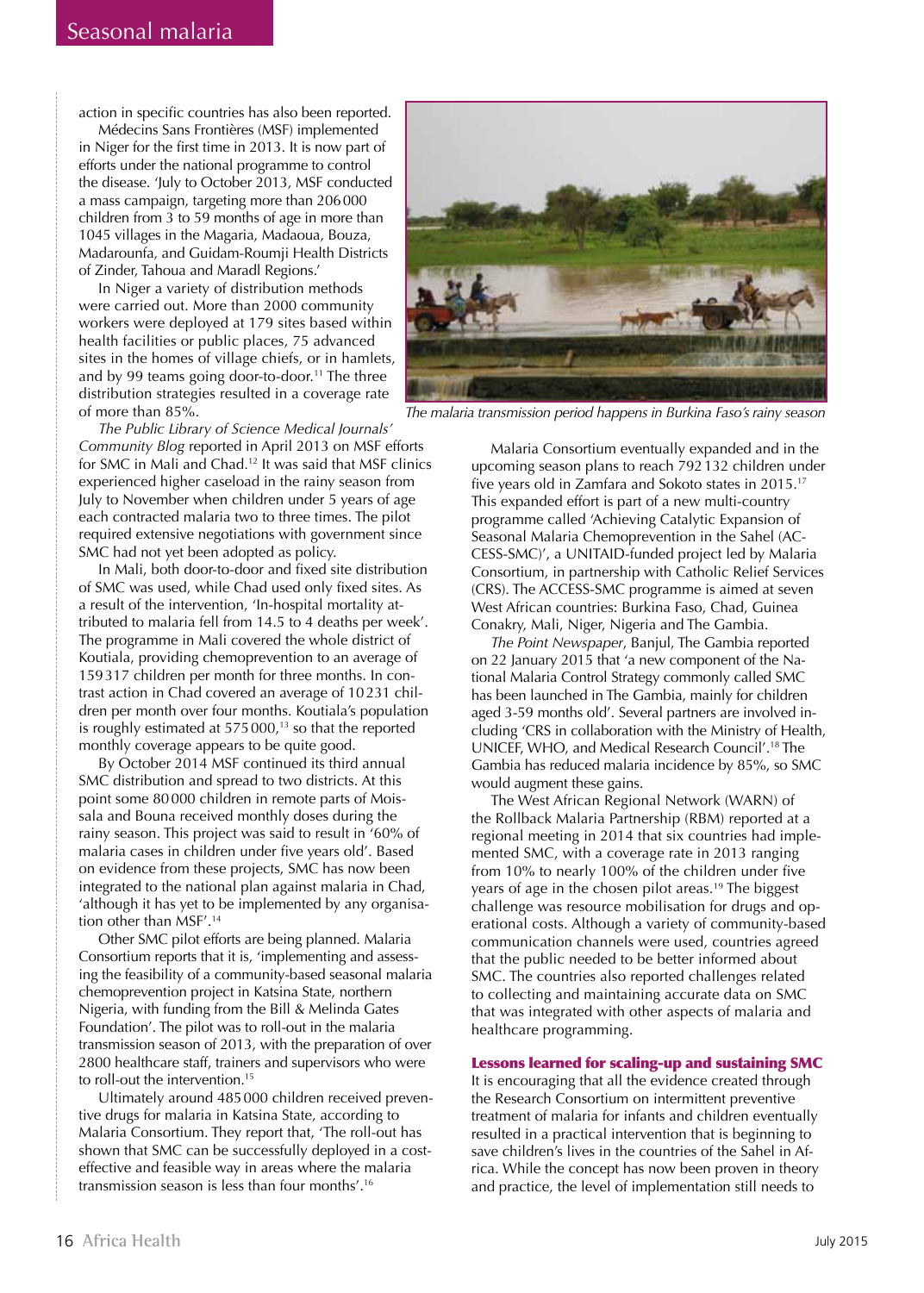action in specific countries has also been reported.

Médecins Sans Frontières (MSF) implemented in Niger for the first time in 2013. It is now part of efforts under the national programme to control the disease. 'July to October 2013, MSF conducted a mass campaign, targeting more than 206 000 children from 3 to 59 months of age in more than 1045 villages in the Magaria, Madaoua, Bouza, Madarounfa, and Guidam-Roumji Health Districts of Zinder, Tahoua and Maradl Regions.'

In Niger a variety of distribution methods were carried out. More than 2000 community workers were deployed at 179 sites based within health facilities or public places, 75 advanced sites in the homes of village chiefs, or in hamlets, and by 99 teams going door-to-door.[11] The three distribution strategies resulted in a coverage rate of more than 85%.

*The Public Library of Science Medical Journals' Community Blog* reported in April 2013 on MSF efforts for SMC in Mali and Chad.[12] It was said that MSF clinics experienced higher caseload in the rainy season from July to November when children under 5 years of age each contracted malaria two to three times. The pilot required extensive negotiations with government since SMC had not yet been adopted as policy.

In Mali, both door-to-door and fixed site distribution of SMC was used, while Chad used only fixed sites. As a result of the intervention, 'In-hospital mortality attributed to malaria fell from 14.5 to 4 deaths per week'. The programme in Mali covered the whole district of Koutiala, providing chemoprevention to an average of 159 317 children per month for three months. In contrast action in Chad covered an average of 10 231 children per month over four months. Koutiala's population is roughly estimated at 575 000,[13] so that the reported monthly coverage appears to be quite good.

By October 2014 MSF continued its third annual SMC distribution and spread to two districts. At this point some 80 000 children in remote parts of Moissala and Bouna received monthly doses during the rainy season. This project was said to result in '60% of malaria cases in children under five years old'. Based on evidence from these projects, SMC has now been integrated to the national plan against malaria in Chad, 'although it has yet to be implemented by any organisation other than MSF'.[14]

Other SMC pilot efforts are being planned. Malaria Consortium reports that it is, 'implementing and assessing the feasibility of a community-based seasonal malaria chemoprevention project in Katsina State, northern Nigeria, with funding from the Bill & Melinda Gates Foundation'. The pilot was to roll-out in the malaria transmission season of 2013, with the preparation of over 2800 healthcare staff, trainers and supervisors who were to roll-out the intervention.[15]

Ultimately around 485 000 children received preventive drugs for malaria in Katsina State, according to Malaria Consortium. They report that, 'The roll-out has shown that SMC can be successfully deployed in a cost-effective and feasible way in areas where the malaria transmission season is less than four months'.[16]

*The malaria transmission period happens in Burkina Faso's rainy season*

Malaria Consortium eventually expanded and in the upcoming season plans to reach 792 132 children under five years old in Zamfara and Sokoto states in 2015.[17] This expanded effort is part of a new multi-country programme called 'Achieving Catalytic Expansion of Seasonal Malaria Chemoprevention in the Sahel (ACCESS-SMC)', a UNITAID-funded project led by Malaria Consortium, in partnership with Catholic Relief Services (CRS). The ACCESS-SMC programme is aimed at seven West African countries: Burkina Faso, Chad, Guinea Conakry, Mali, Niger, Nigeria and The Gambia.

*The Point Newspaper*, Banjul, The Gambia reported on 22 January 2015 that 'a new component of the National Malaria Control Strategy commonly called SMC has been launched in The Gambia, mainly for children aged 3-59 months old'. Several partners are involved including 'CRS in collaboration with the Ministry of Health, UNICEF, WHO, and Medical Research Council'.[18] The Gambia has reduced malaria incidence by 85%, so SMC would augment these gains.

The West African Regional Network (WARN) of the Rollback Malaria Partnership (RBM) reported at a regional meeting in 2014 that six countries had implemented SMC, with a coverage rate in 2013 ranging from 10% to nearly 100% of the children under five years of age in the chosen pilot areas.[19] The biggest challenge was resource mobilisation for drugs and operational costs. Although a variety of community-based communication channels were used, countries agreed that the public needed to be better informed about SMC. The countries also reported challenges related to collecting and maintaining accurate data on SMC that was integrated with other aspects of malaria and healthcare programming.

## Lessons learned for scaling-up and sustaining SMC

It is encouraging that all the evidence created through the Research Consortium on intermittent preventive treatment of malaria for infants and children eventually resulted in a practical intervention that is beginning to save children's lives in the countries of the Sahel in Africa. While the concept has now been proven in theory and practice, the level of implementation still needs to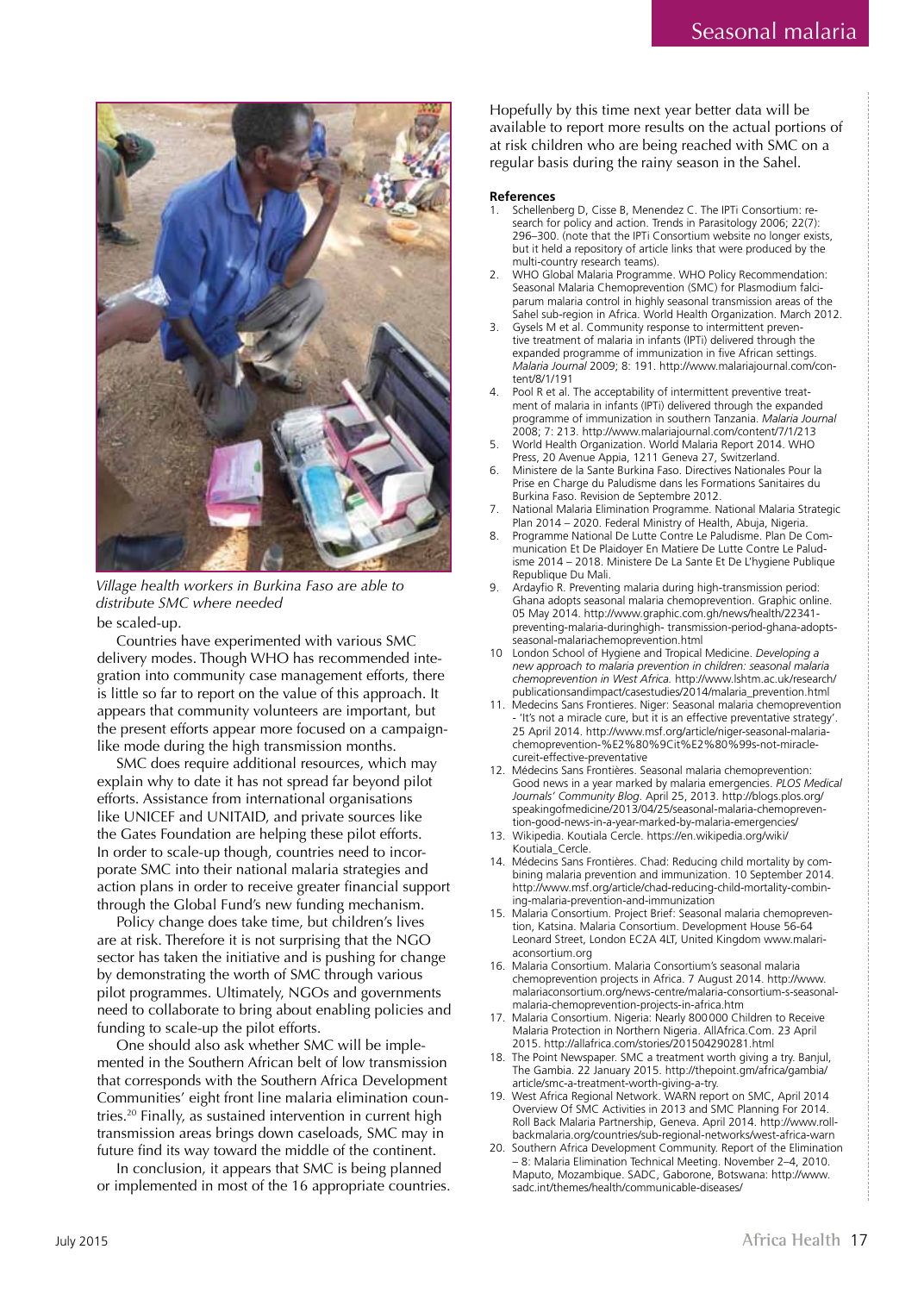*Village health workers in Burkina Faso are able to distribute SMC where needed*

be scaled-up.

Countries have experimented with various SMC delivery modes. Though WHO has recommended integration into community case management efforts, there is little so far to report on the value of this approach. It appears that community volunteers are important, but the present efforts appear more focused on a campaign-like mode during the high transmission months.

SMC does require additional resources, which may explain why to date it has not spread far beyond pilot efforts. Assistance from international organisations like UNICEF and UNITAID, and private sources like the Gates Foundation are helping these pilot efforts. In order to scale-up though, countries need to incorporate SMC into their national malaria strategies and action plans in order to receive greater financial support through the Global Fund's new funding mechanism.

Policy change does take time, but children's lives are at risk. Therefore it is not surprising that the NGO sector has taken the initiative and is pushing for change by demonstrating the worth of SMC through various pilot programmes. Ultimately, NGOs and governments need to collaborate to bring about enabling policies and funding to scale-up the pilot efforts.

One should also ask whether SMC will be implemented in the Southern African belt of low transmission that corresponds with the Southern Africa Development Communities' eight front line malaria elimination countries.[20] Finally, as sustained intervention in current high transmission areas brings down caseloads, SMC may in future find its way toward the middle of the continent.

In conclusion, it appears that SMC is being planned or implemented in most of the 16 appropriate countries. Hopefully by this time next year better data will be available to report more results on the actual portions of at risk children who are being reached with SMC on a regular basis during the rainy season in the Sahel.

**References**

1. Schellenberg D, Cisse B, Menendez C. The IPTi Consortium: research for policy and action. Trends in Parasitology 2006; 22(7): 296–300. (note that the IPTi Consortium website no longer exists, but it held a repository of article links that were produced by the multi-country research teams).
2. WHO Global Malaria Programme. WHO Policy Recommendation: Seasonal Malaria Chemoprevention (SMC) for Plasmodium falciparum malaria control in highly seasonal transmission areas of the Sahel sub-region in Africa. World Health Organization. March 2012.
3. Gysels M et al. Community response to intermittent preventive treatment of malaria in infants (IPTi) delivered through the expanded programme of immunization in five African settings. *Malaria Journal* 2009; 8: 191. http://www.malariajournal.com/content/8/1/191
4. Pool R et al. The acceptability of intermittent preventive treatment of malaria in infants (IPTi) delivered through the expanded programme of immunization in southern Tanzania. *Malaria Journal* 2008; 7: 213. http://www.malariajournal.com/content/7/1/213
5. World Health Organization. World Malaria Report 2014. WHO Press, 20 Avenue Appia, 1211 Geneva 27, Switzerland.
6. Ministere de la Sante Burkina Faso. Directives Nationales Pour la Prise en Charge du Paludisme dans les Formations Sanitaires du Burkina Faso. Revision de Septembre 2012.
7. National Malaria Elimination Programme. National Malaria Strategic Plan 2014 – 2020. Federal Ministry of Health, Abuja, Nigeria.
8. Programme National De Lutte Contre Le Paludisme. Plan De Communication Et De Plaidoyer En Matiere De Lutte Contre Le Paludisme 2014 – 2018. Ministere De La Sante Et De L'hygiene Publique Republique Du Mali.
9. Ardayfio R. Preventing malaria during high-transmission period: Ghana adopts seasonal malaria chemoprevention. Graphic online. 05 May 2014. http://www.graphic.com.gh/news/health/22341-preventing-malaria-duringhigh- transmission-period-ghana-adopts-seasonal-malariachemoprevention.html
10. London School of Hygiene and Tropical Medicine. *Developing a new approach to malaria prevention in children: seasonal malaria chemoprevention in West Africa.* http://www.lshtm.ac.uk/research/publicationsandimpact/casestudies/2014/malaria_prevention.html
11. Medecins Sans Frontieres. Niger: Seasonal malaria chemoprevention - 'It's not a miracle cure, but it is an effective preventative strategy'. 25 April 2014. http://www.msf.org/article/niger-seasonal-malaria-chemoprevention-%E2%80%9Cit%E2%80%99s-not-miracle-cureit-effective-preventative
12. Médecins Sans Frontières. Seasonal malaria chemoprevention: Good news in a year marked by malaria emergencies. *PLOS Medical Journals' Community Blog*. April 25, 2013. http://blogs.plos.org/speakingofmedicine/2013/04/25/seasonal-malaria-chemoprevention-good-news-in-a-year-marked-by-malaria-emergencies/
13. Wikipedia. Koutiala Cercle. https://en.wikipedia.org/wiki/Koutiala_Cercle.
14. Médecins Sans Frontières. Chad: Reducing child mortality by combining malaria prevention and immunization. 10 September 2014. http://www.msf.org/article/chad-reducing-child-mortality-combining-malaria-prevention-and-immunization
15. Malaria Consortium. Project Brief: Seasonal malaria chemoprevention, Katsina. Malaria Consortium. Development House 56-64 Leonard Street, London EC2A 4LT, United Kingdom www.malariaconsortium.org
16. Malaria Consortium. Malaria Consortium's seasonal malaria chemoprevention projects in Africa. 7 August 2014. http://www.malariaconsortium.org/news-centre/malaria-consortium-s-seasonal-malaria-chemoprevention-projects-in-africa.htm
17. Malaria Consortium. Nigeria: Nearly 800 000 Children to Receive Malaria Protection in Northern Nigeria. AllAfrica.Com. 23 April 2015. http://allafrica.com/stories/201504290281.html
18. The Point Newspaper. SMC a treatment worth giving a try. Banjul, The Gambia. 22 January 2015. http://thepoint.gm/africa/gambia/article/smc-a-treatment-worth-giving-a-try.
19. West Africa Regional Network. WARN report on SMC, April 2014 Overview Of SMC Activities in 2013 and SMC Planning For 2014. Roll Back Malaria Partnership, Geneva. April 2014. http://www.rollbackmalaria.org/countries/sub-regional-networks/west-africa-warn
20. Southern Africa Development Community. Report of the Elimination – 8: Malaria Elimination Technical Meeting. November 2–4, 2010. Maputo, Mozambique. SADC, Gaborone, Botswana: http://www.sadc.int/themes/health/communicable-diseases/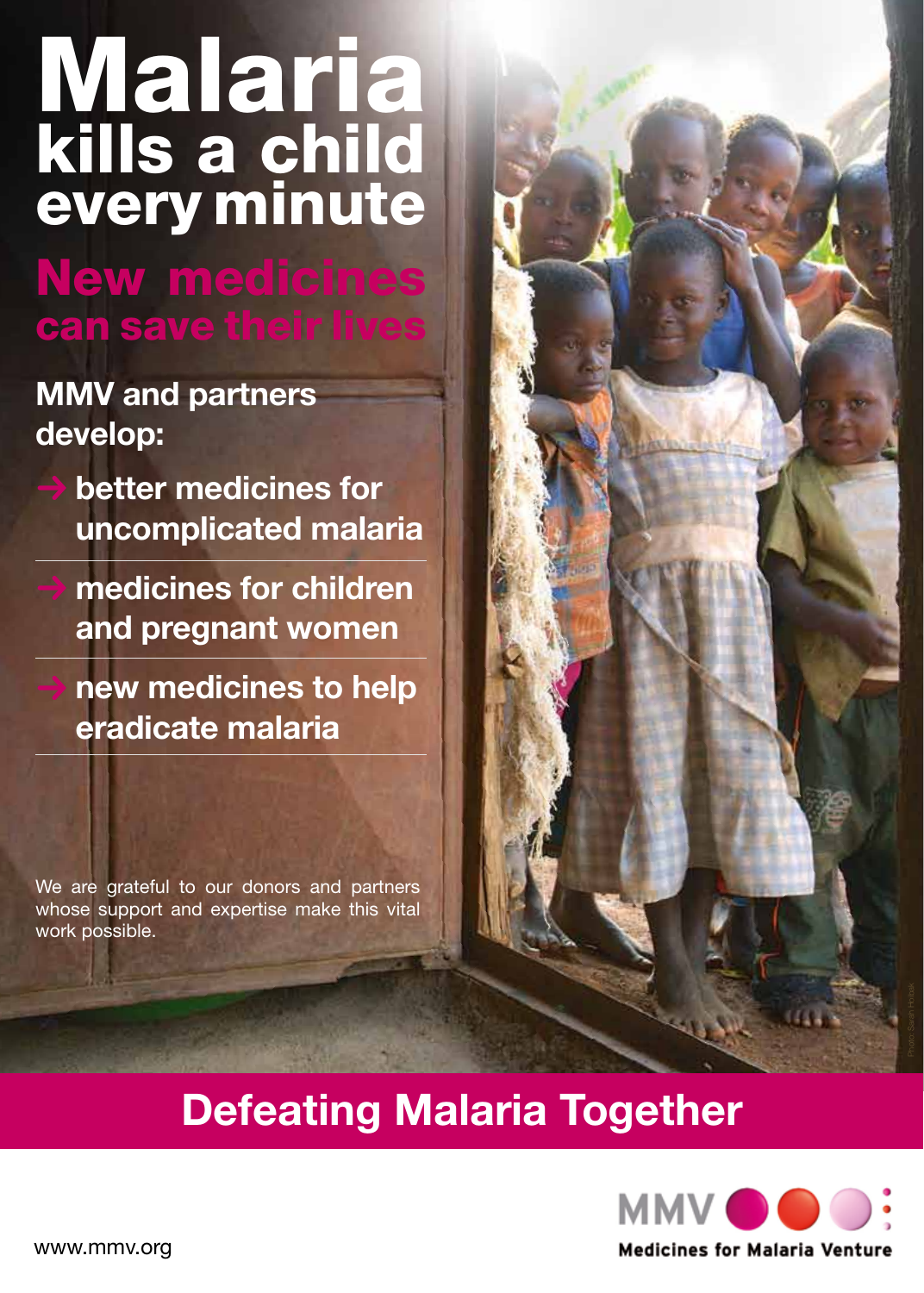# Malaria kills a child every minute

## New medicines can save their lives

**MMV and partners develop:**

- better medicines for uncomplicated malaria
- medicines for children and pregnant women
- new medicines to help eradicate malaria

We are grateful to our donors and partners whose support and expertise make this vital work possible.

Photo: Sarah Hobak

## Defeating Malaria Together

www.mmv.org

MMV

Medicines for Malaria Venture